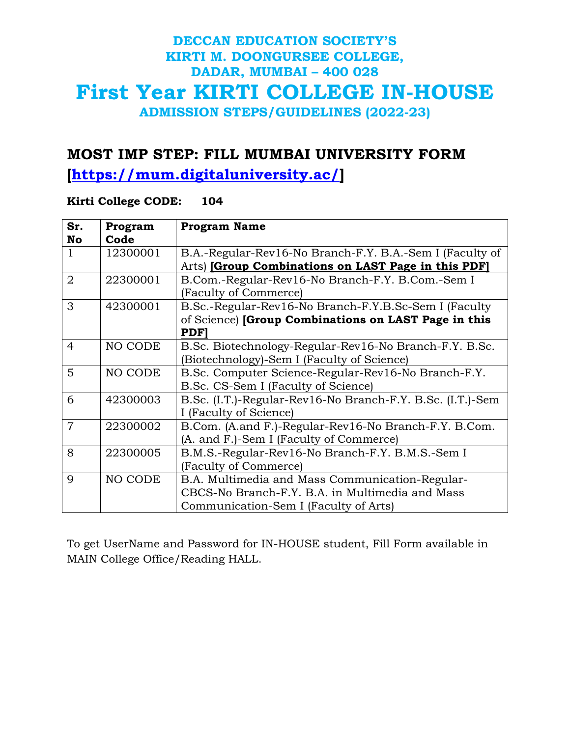**DECCAN EDUCATION SOCIETY'S**
**KIRTI M. DOONGURSEE COLLEGE,**
**DADAR, MUMBAI – 400 028**

# First Year KIRTI COLLEGE IN-HOUSE

**ADMISSION STEPS/GUIDELINES (2022-23)**

## MOST IMP STEP: FILL MUMBAI UNIVERSITY FORM [https://mum.digitaluniversity.ac/]

**Kirti College CODE: 104**

| Sr. No | Program Code | Program Name |
|---|---|---|
| 1 | 12300001 | B.A.-Regular-Rev16-No Branch-F.Y. B.A.-Sem I (Faculty of Arts) **[Group Combinations on LAST Page in this PDF]** |
| 2 | 22300001 | B.Com.-Regular-Rev16-No Branch-F.Y. B.Com.-Sem I (Faculty of Commerce) |
| 3 | 42300001 | B.Sc.-Regular-Rev16-No Branch-F.Y.B.Sc-Sem I (Faculty of Science) **[Group Combinations on LAST Page in this PDF]** |
| 4 | NO CODE | B.Sc. Biotechnology-Regular-Rev16-No Branch-F.Y. B.Sc. (Biotechnology)-Sem I (Faculty of Science) |
| 5 | NO CODE | B.Sc. Computer Science-Regular-Rev16-No Branch-F.Y. B.Sc. CS-Sem I (Faculty of Science) |
| 6 | 42300003 | B.Sc. (I.T.)-Regular-Rev16-No Branch-F.Y. B.Sc. (I.T.)-Sem I (Faculty of Science) |
| 7 | 22300002 | B.Com. (A.and F.)-Regular-Rev16-No Branch-F.Y. B.Com. (A. and F.)-Sem I (Faculty of Commerce) |
| 8 | 22300005 | B.M.S.-Regular-Rev16-No Branch-F.Y. B.M.S.-Sem I (Faculty of Commerce) |
| 9 | NO CODE | B.A. Multimedia and Mass Communication-Regular-CBCS-No Branch-F.Y. B.A. in Multimedia and Mass Communication-Sem I (Faculty of Arts) |

To get UserName and Password for IN-HOUSE student, Fill Form available in MAIN College Office/Reading HALL.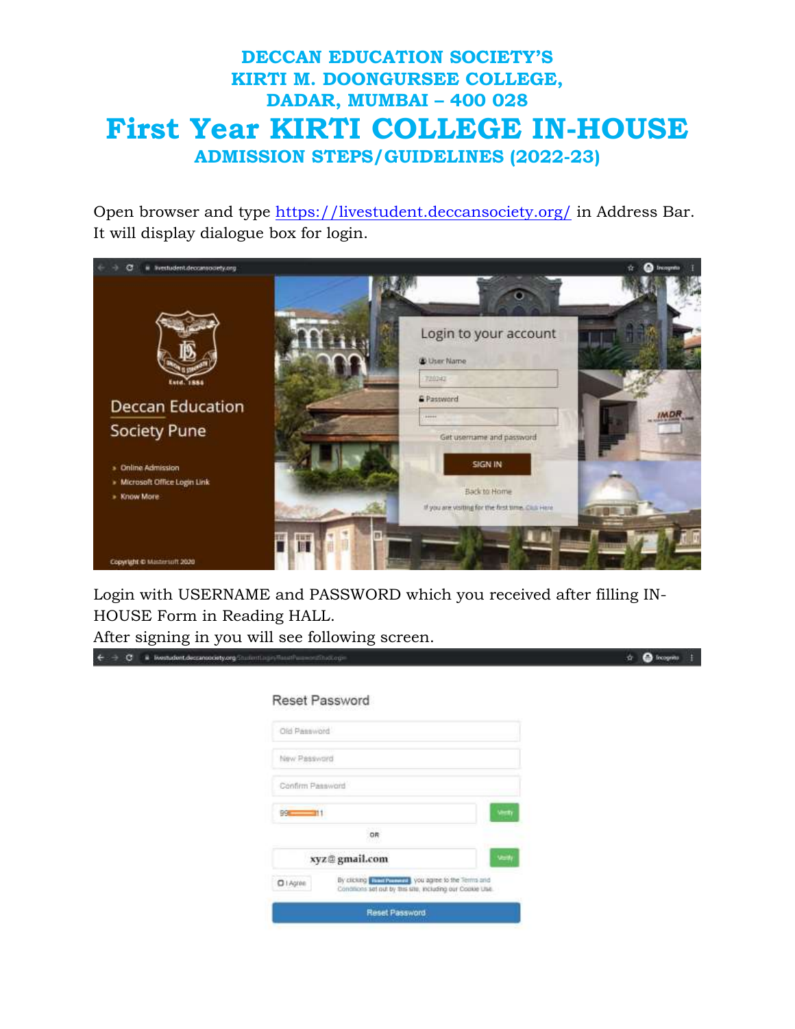# DECCAN EDUCATION SOCIETY'S
# KIRTI M. DOONGURSEE COLLEGE,
# DADAR, MUMBAI – 400 028

# First Year KIRTI COLLEGE IN-HOUSE

## ADMISSION STEPS/GUIDELINES (2022-23)

Open browser and type https://livestudent.deccansociety.org/ in Address Bar. It will display dialogue box for login.

Login with USERNAME and PASSWORD which you received after filling IN-HOUSE Form in Reading HALL.

After signing in you will see following screen.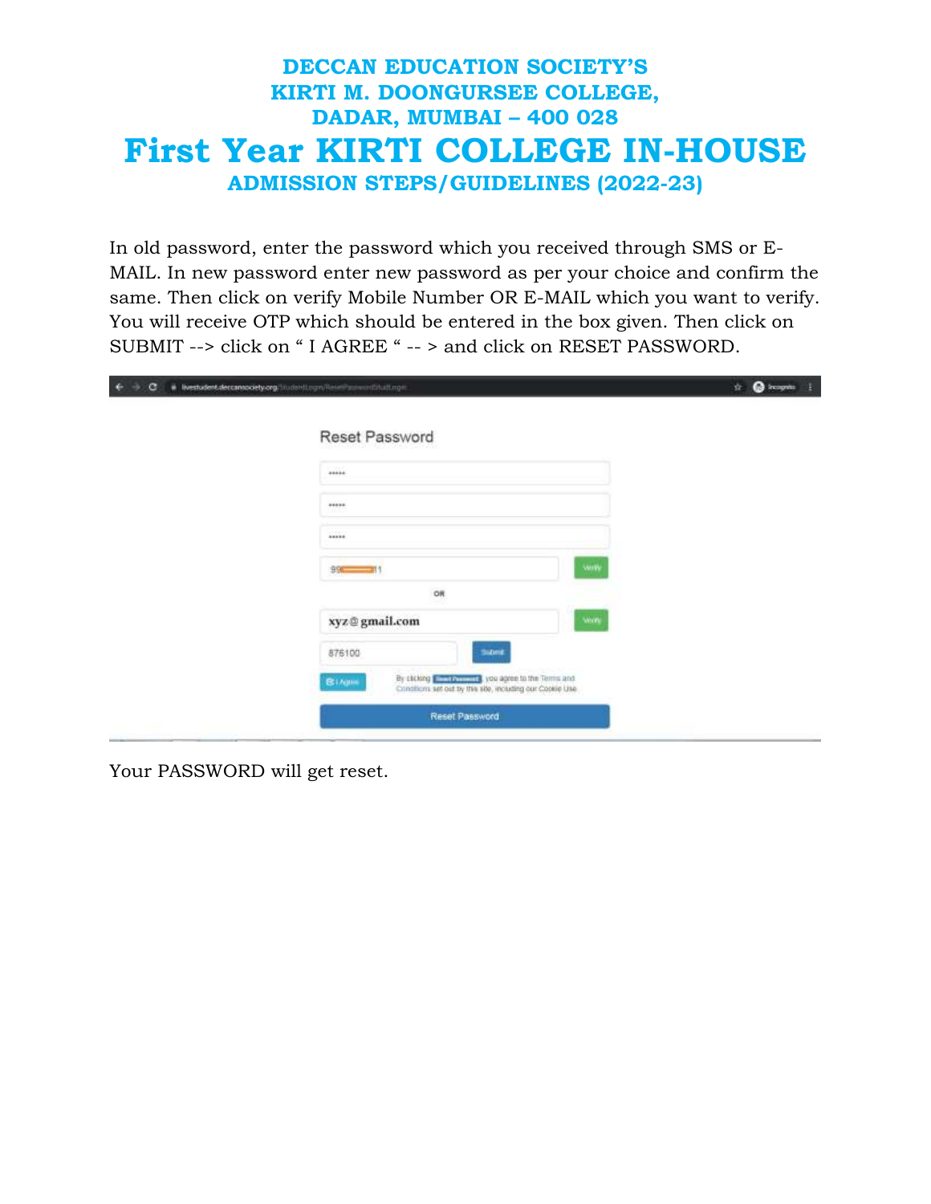# DECCAN EDUCATION SOCIETY'S
# KIRTI M. DOONGURSEE COLLEGE,
# DADAR, MUMBAI – 400 028

# First Year KIRTI COLLEGE IN-HOUSE

## ADMISSION STEPS/GUIDELINES (2022-23)

In old password, enter the password which you received through SMS or E-MAIL. In new password enter new password as per your choice and confirm the same. Then click on verify Mobile Number OR E-MAIL which you want to verify. You will receive OTP which should be entered in the box given. Then click on SUBMIT --> click on " I AGREE " -- > and click on RESET PASSWORD.

Reset Password

xyz@gmail.com

876100

By clicking Reset Password you agree to the Terms and Conditions set out by this site, including our Cookie Use.

Reset Password

Your PASSWORD will get reset.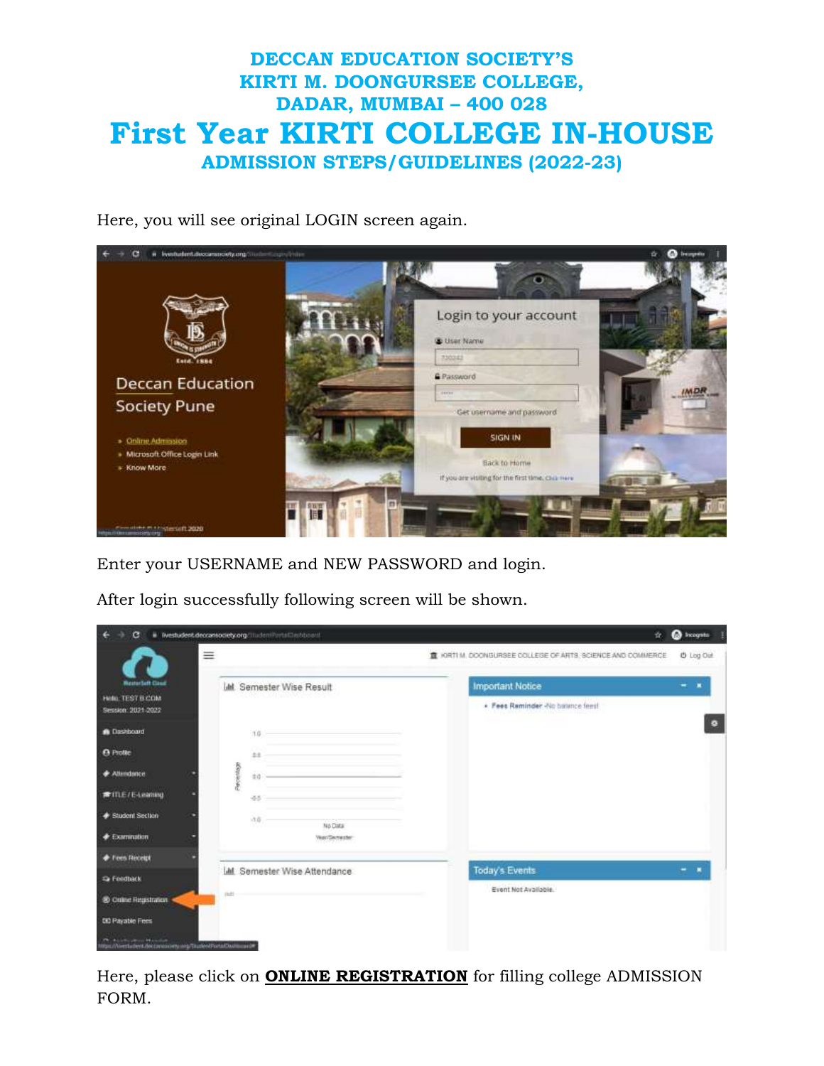# DECCAN EDUCATION SOCIETY'S
# KIRTI M. DOONGURSEE COLLEGE,
# DADAR, MUMBAI – 400 028

# First Year KIRTI COLLEGE IN-HOUSE

## ADMISSION STEPS/GUIDELINES (2022-23)

Here, you will see original LOGIN screen again.

Enter your USERNAME and NEW PASSWORD and login.

After login successfully following screen will be shown.

Here, please click on **ONLINE REGISTRATION** for filling college ADMISSION FORM.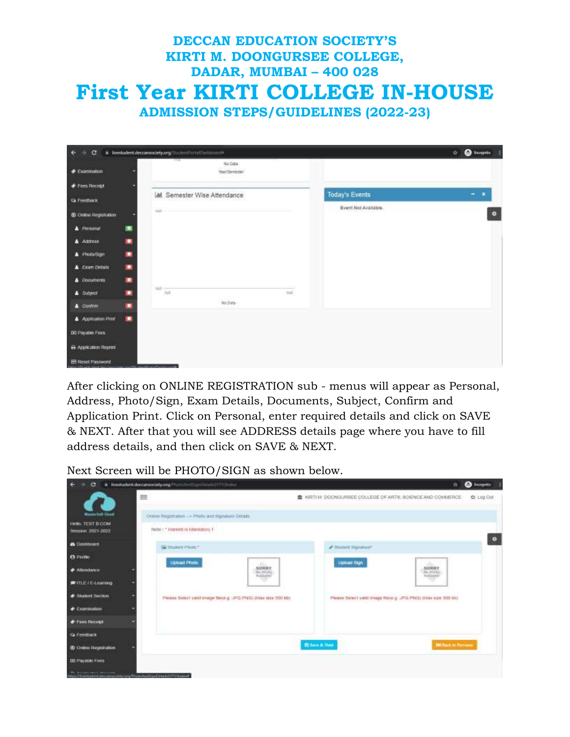**DECCAN EDUCATION SOCIETY'S**
**KIRTI M. DOONGURSEE COLLEGE,**
**DADAR, MUMBAI – 400 028**

# First Year KIRTI COLLEGE IN-HOUSE

## ADMISSION STEPS/GUIDELINES (2022-23)

After clicking on ONLINE REGISTRATION sub - menus will appear as Personal, Address, Photo/Sign, Exam Details, Documents, Subject, Confirm and Application Print. Click on Personal, enter required details and click on SAVE & NEXT. After that you will see ADDRESS details page where you have to fill address details, and then click on SAVE & NEXT.

Next Screen will be PHOTO/SIGN as shown below.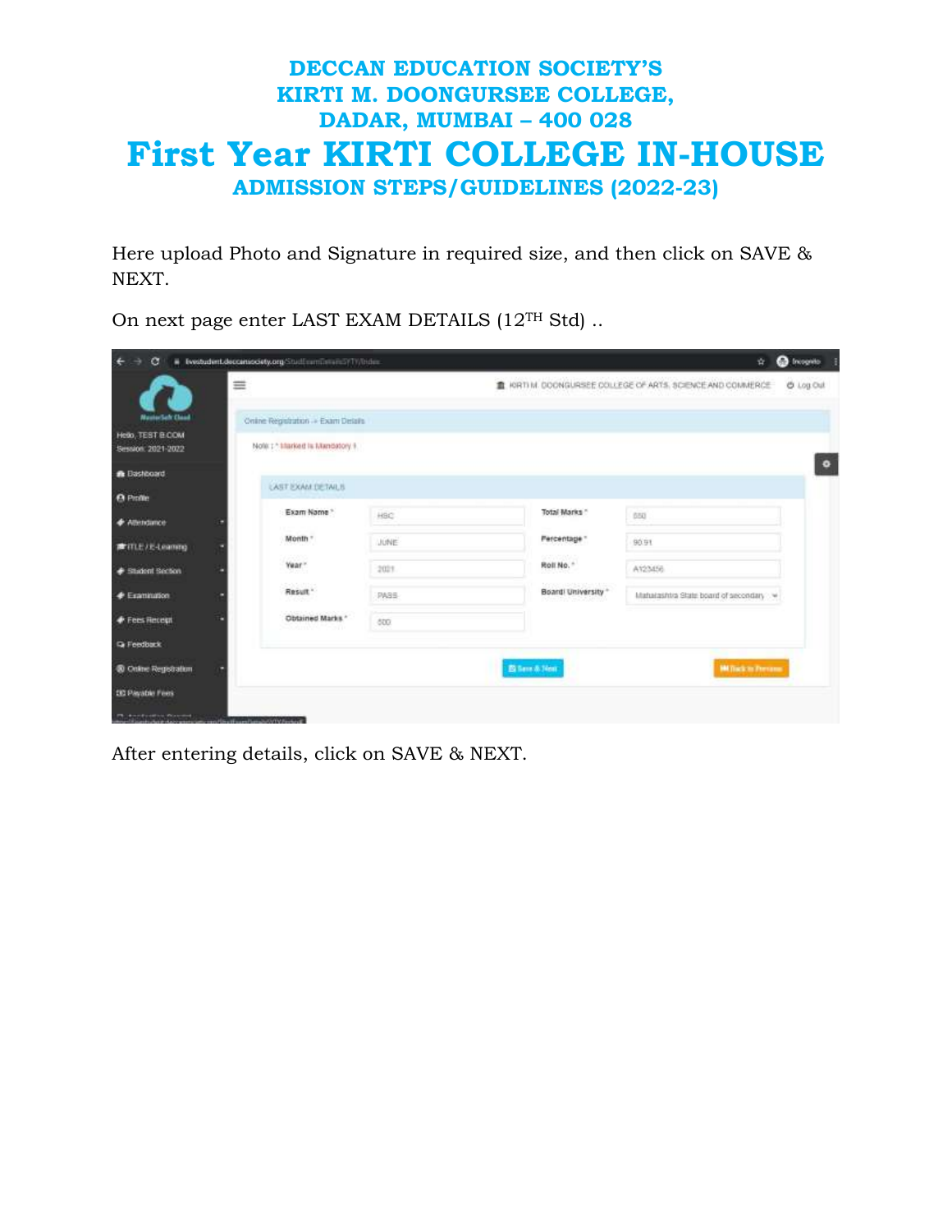# DECCAN EDUCATION SOCIETY'S
# KIRTI M. DOONGURSEE COLLEGE,
# DADAR, MUMBAI – 400 028

# First Year KIRTI COLLEGE IN-HOUSE

## ADMISSION STEPS/GUIDELINES (2022-23)

Here upload Photo and Signature in required size, and then click on SAVE & NEXT.

On next page enter LAST EXAM DETAILS (12TH Std) ..

After entering details, click on SAVE & NEXT.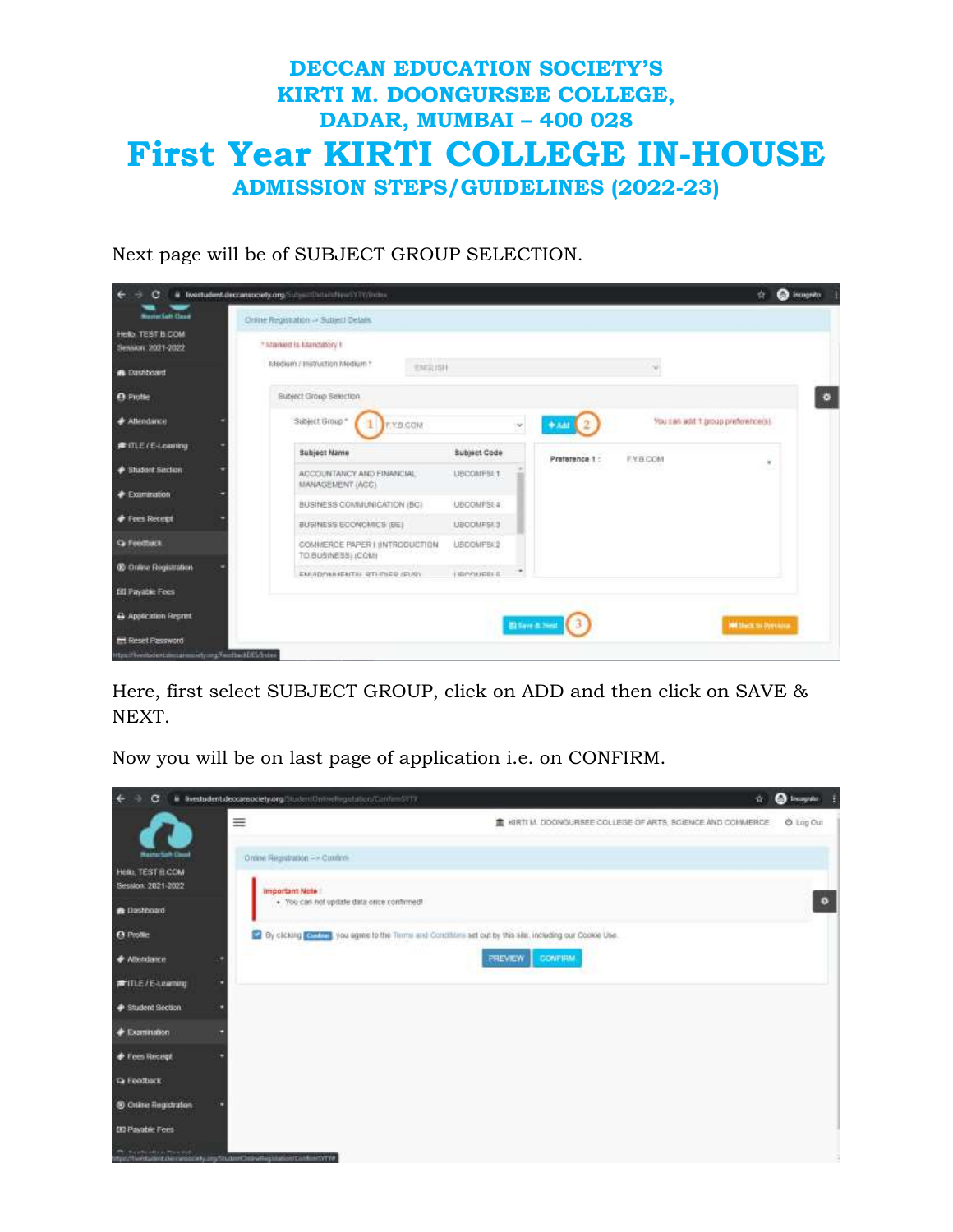# DECCAN EDUCATION SOCIETY'S
# KIRTI M. DOONGURSEE COLLEGE,
# DADAR, MUMBAI – 400 028

# First Year KIRTI COLLEGE IN-HOUSE

## ADMISSION STEPS/GUIDELINES (2022-23)

Next page will be of SUBJECT GROUP SELECTION.

Here, first select SUBJECT GROUP, click on ADD and then click on SAVE & NEXT.

Now you will be on last page of application i.e. on CONFIRM.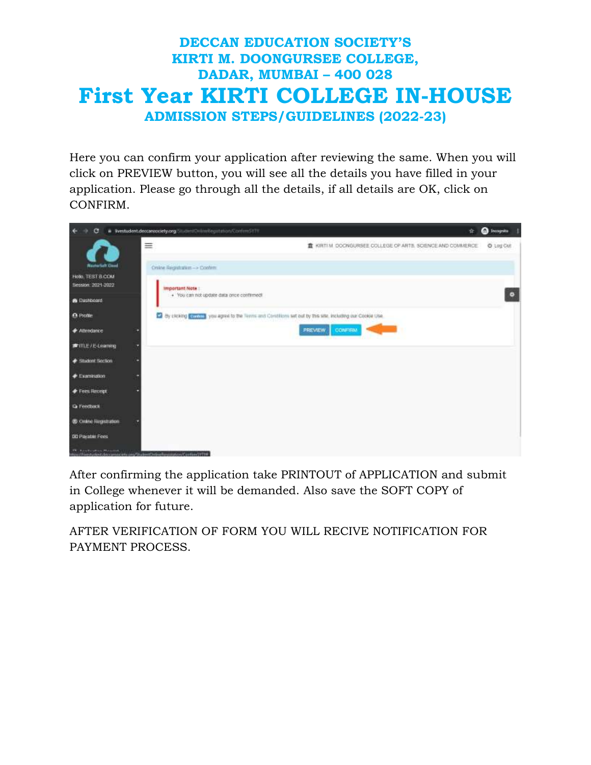**DECCAN EDUCATION SOCIETY'S**
**KIRTI M. DOONGURSEE COLLEGE,**
**DADAR, MUMBAI – 400 028**

# First Year KIRTI COLLEGE IN-HOUSE

## ADMISSION STEPS/GUIDELINES (2022-23)

Here you can confirm your application after reviewing the same. When you will click on PREVIEW button, you will see all the details you have filled in your application. Please go through all the details, if all details are OK, click on CONFIRM.

After confirming the application take PRINTOUT of APPLICATION and submit in College whenever it will be demanded. Also save the SOFT COPY of application for future.

AFTER VERIFICATION OF FORM YOU WILL RECIVE NOTIFICATION FOR PAYMENT PROCESS.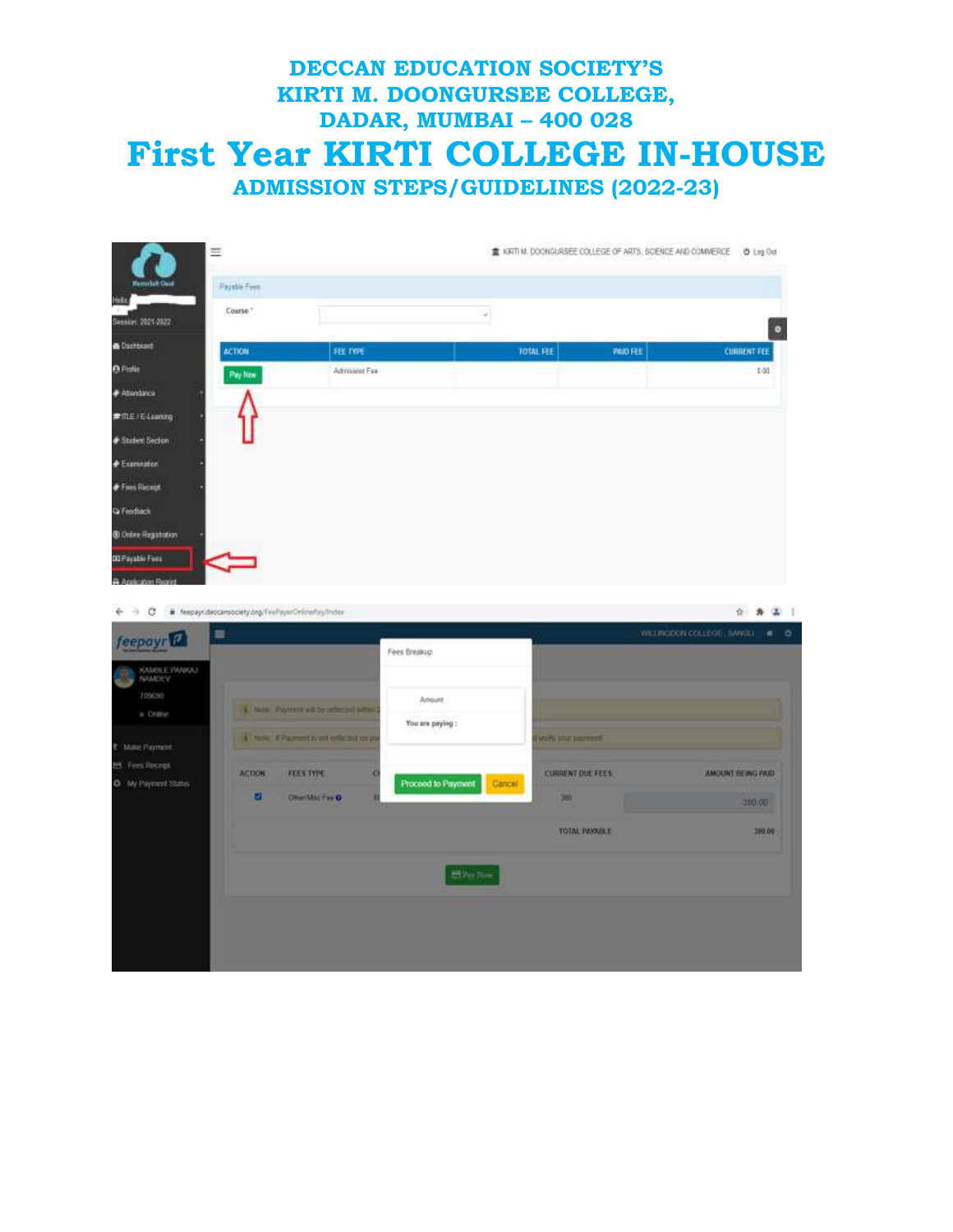# DECCAN EDUCATION SOCIETY'S
# KIRTI M. DOONGURSEE COLLEGE,
# DADAR, MUMBAI – 400 028

# First Year KIRTI COLLEGE IN-HOUSE

## ADMISSION STEPS/GUIDELINES (2022-23)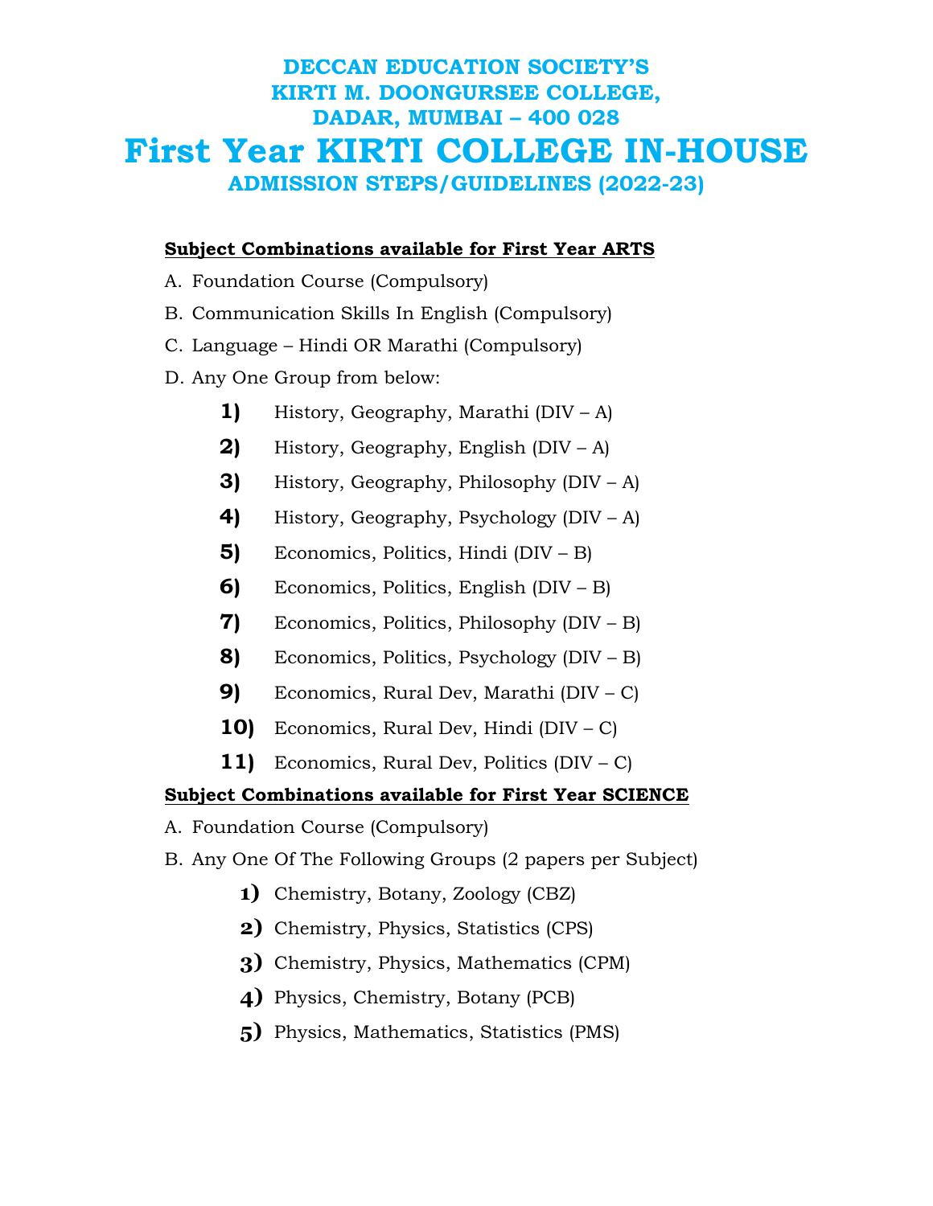# DECCAN EDUCATION SOCIETY'S
# KIRTI M. DOONGURSEE COLLEGE,
# DADAR, MUMBAI – 400 028

# First Year KIRTI COLLEGE IN-HOUSE

## ADMISSION STEPS/GUIDELINES (2022-23)

**Subject Combinations available for First Year ARTS**

A. Foundation Course (Compulsory)

B. Communication Skills In English (Compulsory)

C. Language – Hindi OR Marathi (Compulsory)

D. Any One Group from below:

1) History, Geography, Marathi (DIV – A)
2) History, Geography, English (DIV – A)
3) History, Geography, Philosophy (DIV – A)
4) History, Geography, Psychology (DIV – A)
5) Economics, Politics, Hindi (DIV – B)
6) Economics, Politics, English (DIV – B)
7) Economics, Politics, Philosophy (DIV – B)
8) Economics, Politics, Psychology (DIV – B)
9) Economics, Rural Dev, Marathi (DIV – C)
10) Economics, Rural Dev, Hindi (DIV – C)
11) Economics, Rural Dev, Politics (DIV – C)

**Subject Combinations available for First Year SCIENCE**

A. Foundation Course (Compulsory)

B. Any One Of The Following Groups (2 papers per Subject)

1) Chemistry, Botany, Zoology (CBZ)
2) Chemistry, Physics, Statistics (CPS)
3) Chemistry, Physics, Mathematics (CPM)
4) Physics, Chemistry, Botany (PCB)
5) Physics, Mathematics, Statistics (PMS)